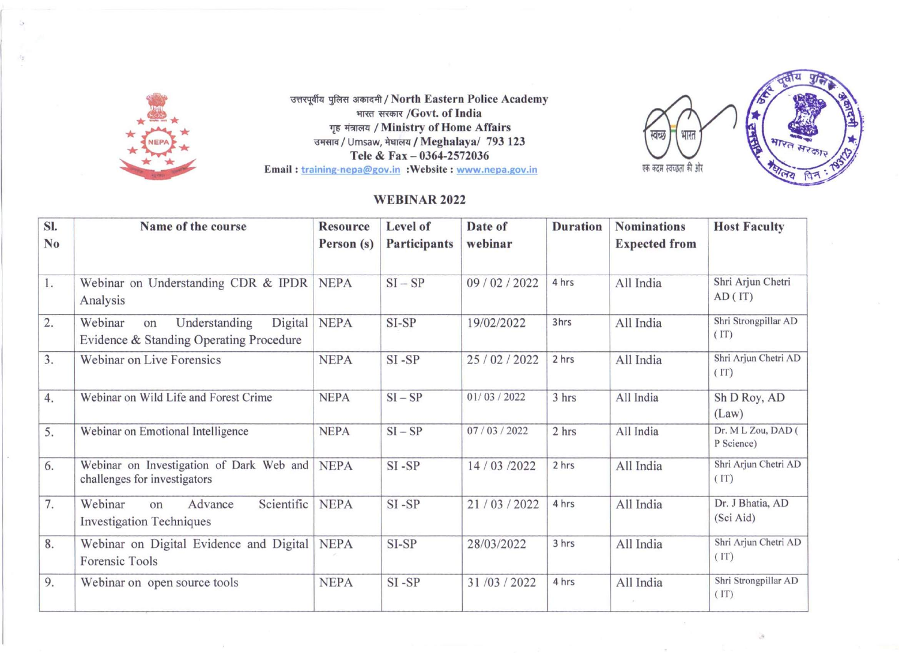उत्तरपूर्वीय पुलिस अकादमी / North Eastern Police Academy
भारत सरकार /Govt. of India
गृह मंत्रालय / Ministry of Home Affairs
उमसाव / Umsaw, मेघालय / Meghalaya/ 793 123
Tele & Fax – 0364-2572036
Email : training-nepa@gov.in :Website : www.nepa.gov.in

स्वच्छ भारत
एक कदम स्वच्छता की ओर

## WEBINAR 2022

| Sl. No | Name of the course | Resource Person (s) | Level of Participants | Date of webinar | Duration | Nominations Expected from | Host Faculty |
|---|---|---|---|---|---|---|---|
| 1. | Webinar on Understanding CDR & IPDR Analysis | NEPA | SI – SP | 09 / 02 / 2022 | 4 hrs | All India | Shri Arjun Chetri AD ( IT) |
| 2. | Webinar on Understanding Digital Evidence & Standing Operating Procedure | NEPA | SI-SP | 19/02/2022 | 3hrs | All India | Shri Strongpillar AD ( IT) |
| 3. | Webinar on Live Forensics | NEPA | SI -SP | 25 / 02 / 2022 | 2 hrs | All India | Shri Arjun Chetri AD ( IT) |
| 4. | Webinar on Wild Life and Forest Crime | NEPA | SI – SP | 01/ 03 / 2022 | 3 hrs | All India | Sh D Roy, AD (Law) |
| 5. | Webinar on Emotional Intelligence | NEPA | SI – SP | 07 / 03 / 2022 | 2 hrs | All India | Dr. M L Zou, DAD ( P Science) |
| 6. | Webinar on Investigation of Dark Web and challenges for investigators | NEPA | SI -SP | 14 / 03 /2022 | 2 hrs | All India | Shri Arjun Chetri AD ( IT) |
| 7. | Webinar on Advance Scientific Investigation Techniques | NEPA | SI -SP | 21 / 03 / 2022 | 4 hrs | All India | Dr. J Bhatia, AD (Sci Aid) |
| 8. | Webinar on Digital Evidence and Digital Forensic Tools | NEPA | SI-SP | 28/03/2022 | 3 hrs | All India | Shri Arjun Chetri AD ( IT) |
| 9. | Webinar on open source tools | NEPA | SI -SP | 31 /03 / 2022 | 4 hrs | All India | Shri Strongpillar AD ( IT) |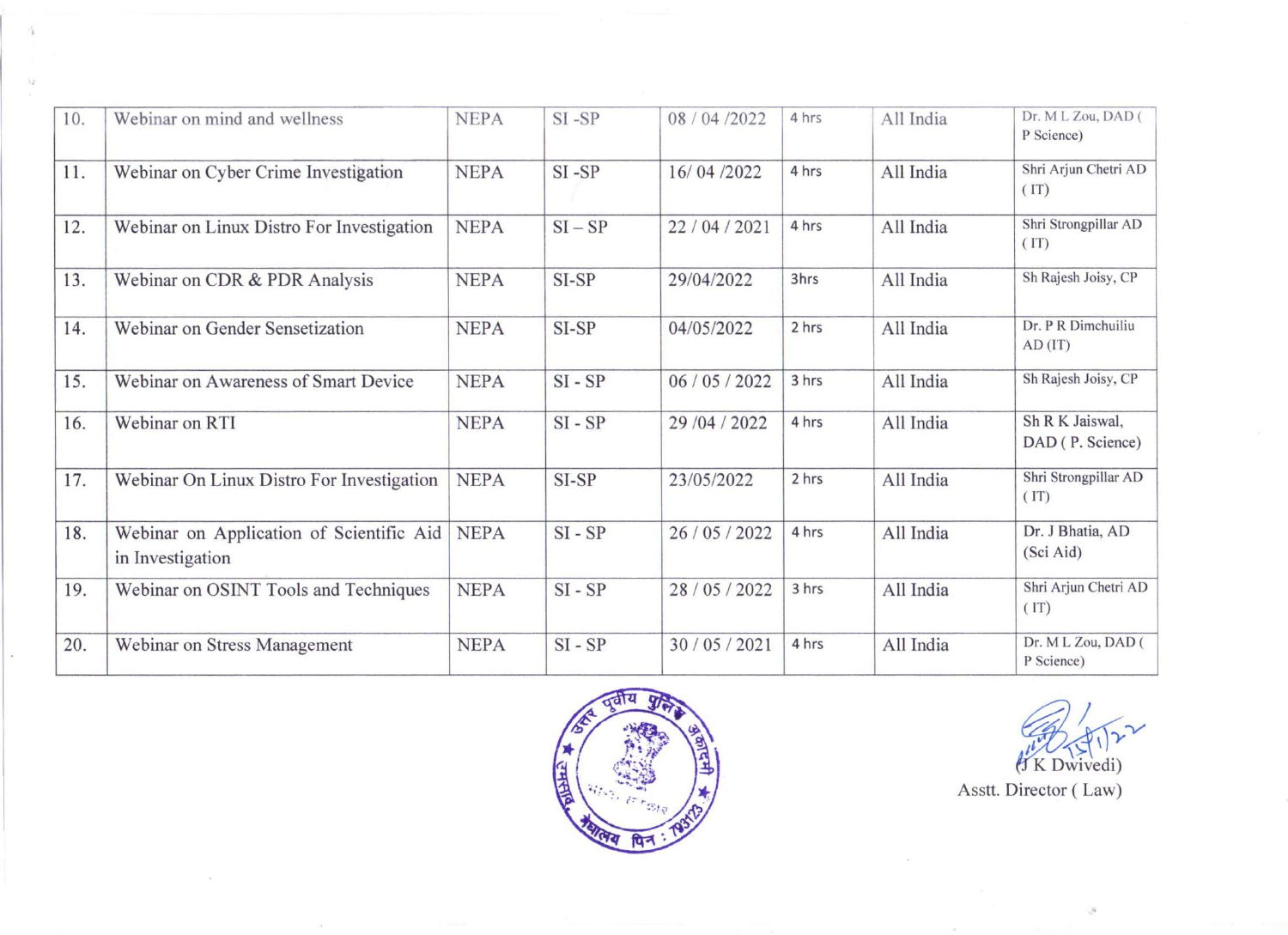| | | | | | | | |
|---|---|---|---|---|---|---|---|
| 10. | Webinar on mind and wellness | NEPA | SI -SP | 08 / 04 /2022 | 4 hrs | All India | Dr. M L Zou, DAD ( P Science) |
| 11. | Webinar on Cyber Crime Investigation | NEPA | SI -SP | 16/ 04 /2022 | 4 hrs | All India | Shri Arjun Chetri AD ( IT) |
| 12. | Webinar on Linux Distro For Investigation | NEPA | SI – SP | 22 / 04 / 2021 | 4 hrs | All India | Shri Strongpillar AD ( IT) |
| 13. | Webinar on CDR & PDR Analysis | NEPA | SI-SP | 29/04/2022 | 3hrs | All India | Sh Rajesh Joisy, CP |
| 14. | Webinar on Gender Sensetization | NEPA | SI-SP | 04/05/2022 | 2 hrs | All India | Dr. P R Dimchuiliu AD (IT) |
| 15. | Webinar on Awareness of Smart Device | NEPA | SI - SP | 06 / 05 / 2022 | 3 hrs | All India | Sh Rajesh Joisy, CP |
| 16. | Webinar on RTI | NEPA | SI - SP | 29 /04 / 2022 | 4 hrs | All India | Sh R K Jaiswal, DAD ( P. Science) |
| 17. | Webinar On Linux Distro For Investigation | NEPA | SI-SP | 23/05/2022 | 2 hrs | All India | Shri Strongpillar AD ( IT) |
| 18. | Webinar on Application of Scientific Aid in Investigation | NEPA | SI - SP | 26 / 05 / 2022 | 4 hrs | All India | Dr. J Bhatia, AD (Sci Aid) |
| 19. | Webinar on OSINT Tools and Techniques | NEPA | SI - SP | 28 / 05 / 2022 | 3 hrs | All India | Shri Arjun Chetri AD ( IT) |
| 20. | Webinar on Stress Management | NEPA | SI - SP | 30 / 05 / 2021 | 4 hrs | All India | Dr. M L Zou, DAD ( P Science) |

उत्तर पूर्वीय पुलिस अकादमी ★ उमसॉ ★ मेघालय पिन : 793123

15/1/22

(J K Dwivedi)
Asstt. Director ( Law)